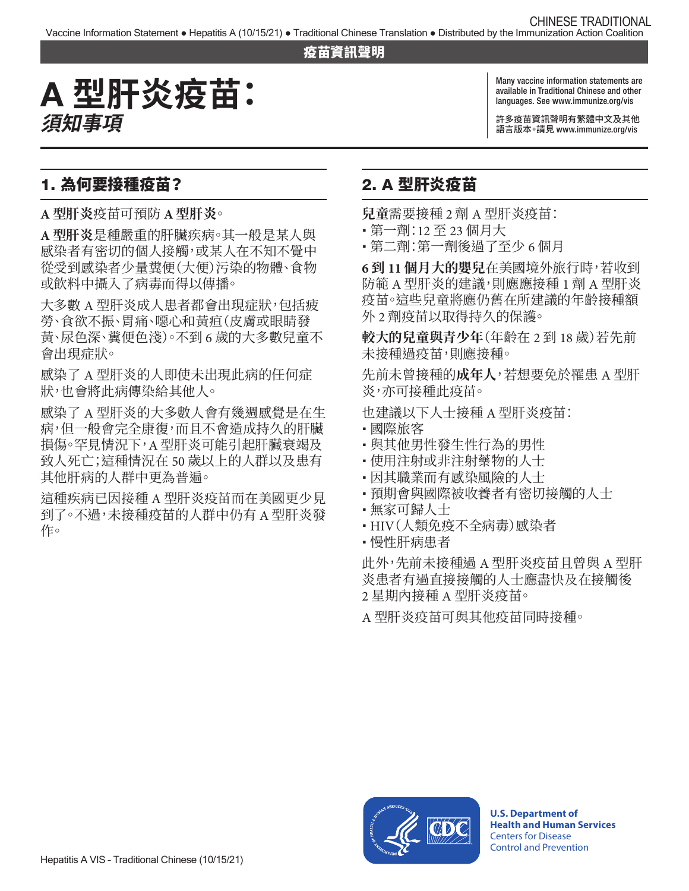疫苗資訊聲明

# A 型肝炎疫苗：*須知事項*

Many vaccine information statements are available in Traditional Chinese and other languages. See www.immunize.org/vis

許多疫苗資訊聲明有繁體中文及其他語言版本。請見 www.immunize.org/vis

## 1. 為何要接種疫苗？

**A 型肝炎**疫苗可預防 **A 型肝炎**。

**A 型肝炎**是種嚴重的肝臟疾病。其一般是某人與感染者有密切的個人接觸，或某人在不知不覺中從受到感染者少量糞便（大便）污染的物體、食物或飲料中攝入了病毒而得以傳播。

大多數 A 型肝炎成人患者都會出現症狀，包括疲勞、食欲不振、胃痛、噁心和黃疸（皮膚或眼睛發黃、尿色深、糞便色淺）。不到 6 歲的大多數兒童不會出現症狀。

感染了 A 型肝炎的人即使未出現此病的任何症狀，也會將此病傳染給其他人。

感染了 A 型肝炎的大多數人會有幾週感覺是在生病，但一般會完全康復，而且不會造成持久的肝臟損傷。罕見情況下，A 型肝炎可能引起肝臟衰竭及致人死亡；這種情況在 50 歲以上的人群以及患有其他肝病的人群中更為普遍。

這種疾病已因接種 A 型肝炎疫苗而在美國更少見到了。不過，未接種疫苗的人群中仍有 A 型肝炎發作。

## 2. A 型肝炎疫苗

**兒童**需要接種 2 劑 A 型肝炎疫苗：

- 第一劑：12 至 23 個月大
- 第二劑：第一劑後過了至少 6 個月

**6 到 11 個月大的嬰兒**在美國境外旅行時，若收到防範 A 型肝炎的建議，則應應接種 1 劑 A 型肝炎疫苗。這些兒童將應仍舊在所建議的年齡接種額外 2 劑疫苗以取得持久的保護。

**較大的兒童與青少年**（年齡在 2 到 18 歲）若先前未接種過疫苗，則應接種。

先前未曾接種的**成年人**，若想要免於罹患 A 型肝炎，亦可接種此疫苗。

也建議以下人士接種 A 型肝炎疫苗：

- 國際旅客
- 與其他男性發生性行為的男性
- 使用注射或非注射藥物的人士
- 因其職業而有感染風險的人士
- 預期會與國際被收養者有密切接觸的人士
- 無家可歸人士
- HIV（人類免疫不全病毒）感染者
- 慢性肝病患者

此外，先前未接種過 A 型肝炎疫苗且曾與 A 型肝炎患者有過直接接觸的人士應盡快及在接觸後 2 星期內接種 A 型肝炎疫苗。

A 型肝炎疫苗可與其他疫苗同時接種。

U.S. Department of Health and Human Services
Centers for Disease Control and Prevention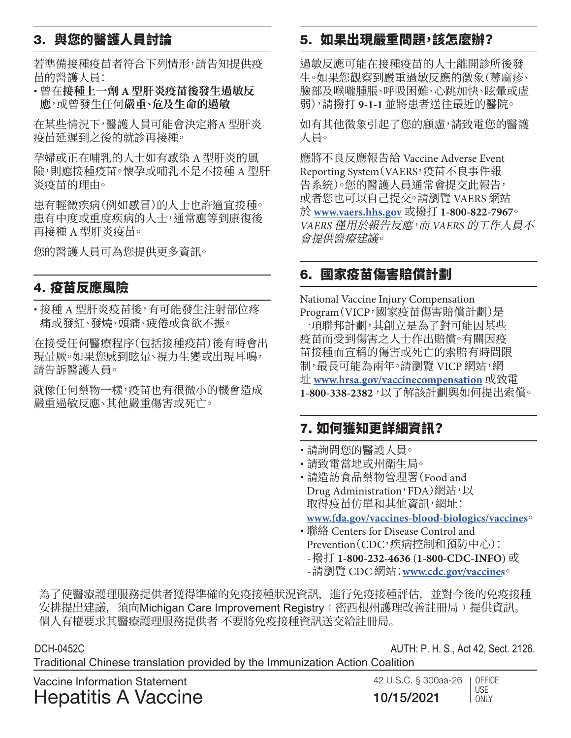## 3. 與您的醫護人員討論

若準備接種疫苗者符合下列情形，請告知提供疫苗的醫護人員：

- 曾在**接種上一劑 A 型肝炎疫苗後發生過敏反應**，或曾發生任何**嚴重、危及生命的過敏**

在某些情況下，醫護人員可能會決定將A 型肝炎疫苗延遲到之後的就診再接種。

孕婦或正在哺乳的人士如有感染 A 型肝炎的風險，則應接種疫苗。懷孕或哺乳不是不接種 A 型肝炎疫苗的理由。

患有輕微疾病（例如感冒）的人士也許適宜接種。患有中度或重度疾病的人士，通常應等到康復後再接種 A 型肝炎疫苗。

您的醫護人員可為您提供更多資訊。

## 4. 疫苗反應風險

- 接種 A 型肝炎疫苗後，有可能發生注射部位疼痛或發紅、發燒、頭痛、疲倦或食欲不振。

在接受任何醫療程序（包括接種疫苗）後有時會出現暈厥。如果您感到眩暈、視力生變或出現耳鳴，請告訴醫護人員。

就像任何藥物一樣，疫苗也有很微小的機會造成嚴重過敏反應、其他嚴重傷害或死亡。

## 5. 如果出現嚴重問題，該怎麼辦？

過敏反應可能在接種疫苗的人士離開診所後發生。如果您觀察到嚴重過敏反應的徵象（蕁麻疹、臉部及喉嚨腫脹、呼吸困難、心跳加快、眩暈或虛弱），請撥打 **9-1-1** 並將患者送往最近的醫院。

如有其他徵象引起了您的顧慮，請致電您的醫護人員。

應將不良反應報告給 Vaccine Adverse Event Reporting System（VAERS，疫苗不良事件報告系統）。您的醫護人員通常會提交此報告，或者您也可以自己提交。請瀏覽 VAERS 網站於 **www.vaers.hhs.gov** 或撥打 **1-800-822-7967**。*VAERS 僅用於報告反應，而 VAERS 的工作人員不會提供醫療建議。*

## 6. 國家疫苗傷害賠償計劃

National Vaccine Injury Compensation Program（VICP，國家疫苗傷害賠償計劃）是一項聯邦計劃，其創立是為了對可能因某些疫苗而受到傷害之人士作出賠償。有關因疫苗接種而宣稱的傷害或死亡的索賠有時間限制，最長可能為兩年。請瀏覽 VICP 網站，網址 **www.hrsa.gov/vaccinecompensation** 或致電 **1-800-338-2382**，以了解該計劃與如何提出索償。

## 7. 如何獲知更詳細資訊？

- 請詢問您的醫護人員。
- 請致電當地或州衛生局。
- 請造訪食品藥物管理署（Food and Drug Administration，FDA）網站，以取得疫苗仿單和其他資訊，網址：**www.fda.gov/vaccines-blood-biologics/vaccines**。
- 聯絡 Centers for Disease Control and Prevention（CDC，疾病控制和預防中心）：
  - 撥打 **1-800-232-4636**（**1-800-CDC-INFO**）或
  - 請瀏覽 CDC 網站：**www.cdc.gov/vaccines**。

為了使醫療護理服務提供者獲得準確的免疫接種狀況資訊，進行免疫接種評估，並對今後的免疫接種安排提出建議，須向Michigan Care Improvement Registry（密西根州護理改善註冊局）提供資訊。個人有權要求其醫療護理服務提供者 不要將免疫接種資訊送交給註冊局。

DCH-0452C

AUTH: P. H. S., Act 42, Sect. 2126.

Traditional Chinese translation provided by the Immunization Action Coalition

Vaccine Information Statement
Hepatitis A Vaccine

42 U.S.C. § 300aa-26

10/15/2021

OFFICE USE ONLY